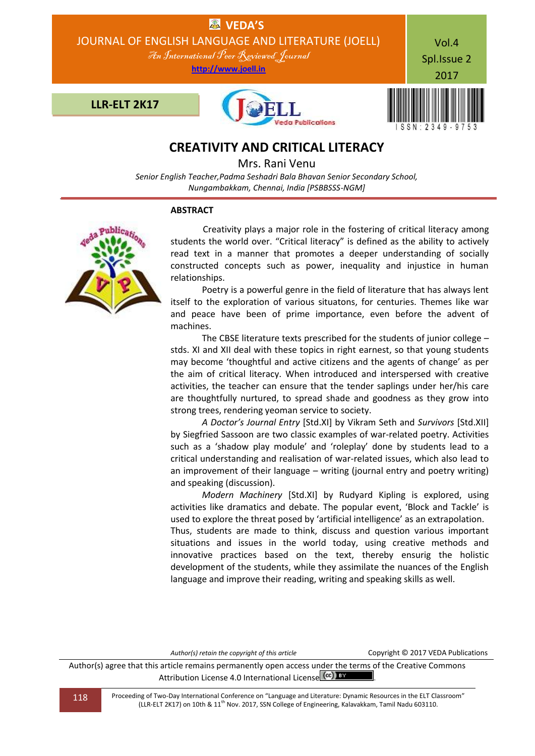# CREATIVITY AND CRITICAL LITERACY

Mrs. Rani Venu

*Senior English Teacher,Padma Seshadri Bala Bhavan Senior Secondary School, Nungambakkam, Chennai, India [PSBBSSS-NGM]*

## ABSTRACT

Creativity plays a major role in the fostering of critical literacy among students the world over. "Critical literacy" is defined as the ability to actively read text in a manner that promotes a deeper understanding of socially constructed concepts such as power, inequality and injustice in human relationships.

Poetry is a powerful genre in the field of literature that has always lent itself to the exploration of various situatons, for centuries. Themes like war and peace have been of prime importance, even before the advent of machines.

The CBSE literature texts prescribed for the students of junior college – stds. XI and XII deal with these topics in right earnest, so that young students may become 'thoughtful and active citizens and the agents of change' as per the aim of critical literacy. When introduced and interspersed with creative activities, the teacher can ensure that the tender saplings under her/his care are thoughtfully nurtured, to spread shade and goodness as they grow into strong trees, rendering yeoman service to society.

*A Doctor's Journal Entry* [Std.XI] by Vikram Seth and *Survivors* [Std.XII] by Siegfried Sassoon are two classic examples of war-related poetry. Activities such as a 'shadow play module' and 'roleplay' done by students lead to a critical understanding and realisation of war-related issues, which also lead to an improvement of their language – writing (journal entry and poetry writing) and speaking (discussion).

*Modern Machinery* [Std.XI] by Rudyard Kipling is explored, using activities like dramatics and debate. The popular event, 'Block and Tackle' is used to explore the threat posed by 'artificial intelligence' as an extrapolation. Thus, students are made to think, discuss and question various important situations and issues in the world today, using creative methods and innovative practices based on the text, thereby ensurig the holistic development of the students, while they assimilate the nuances of the English language and improve their reading, writing and speaking skills as well.

*Author(s) retain the copyright of this article* Copyright © 2017 VEDA Publications

Author(s) agree that this article remains permanently open access under the terms of the Creative Commons Attribution License 4.0 International License.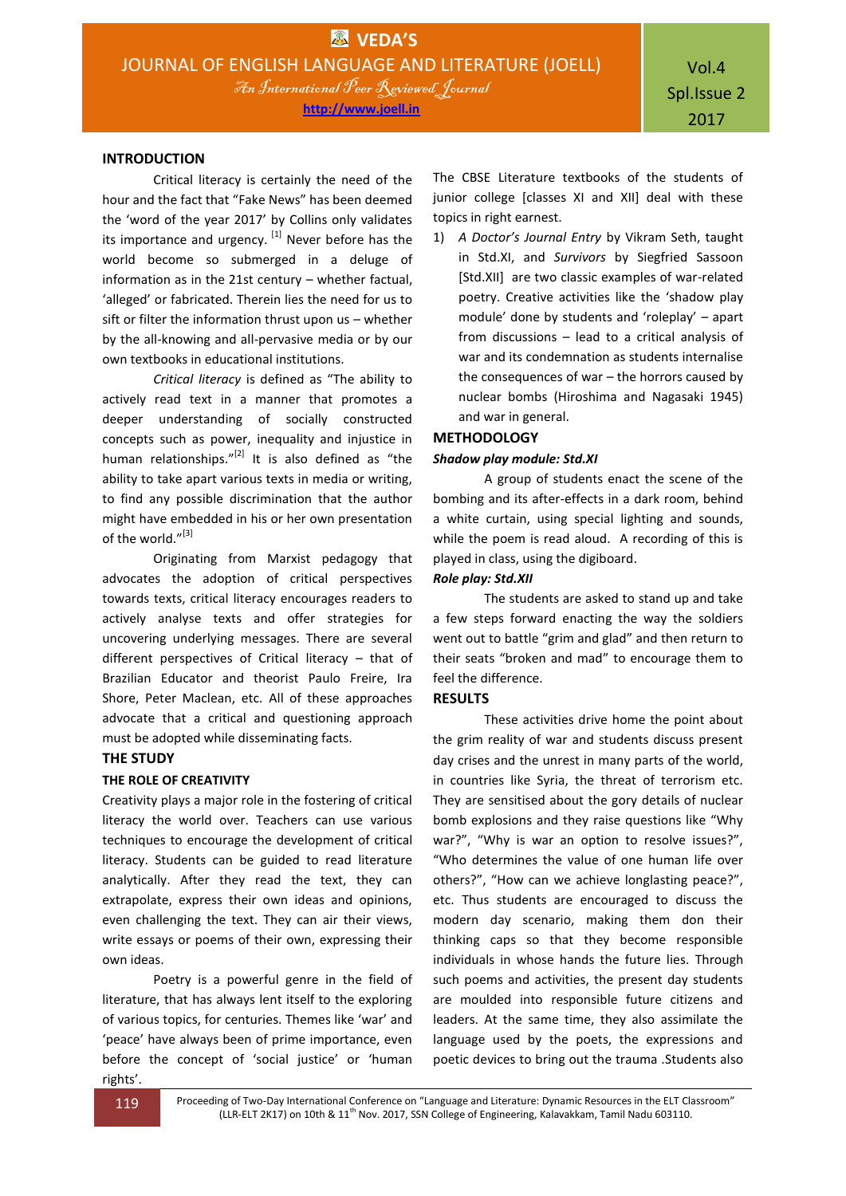## INTRODUCTION

Critical literacy is certainly the need of the hour and the fact that "Fake News" has been deemed the 'word of the year 2017' by Collins only validates its importance and urgency. [1] Never before has the world become so submerged in a deluge of information as in the 21st century – whether factual, 'alleged' or fabricated. Therein lies the need for us to sift or filter the information thrust upon us – whether by the all-knowing and all-pervasive media or by our own textbooks in educational institutions.

*Critical literacy* is defined as "The ability to actively read text in a manner that promotes a deeper understanding of socially constructed concepts such as power, inequality and injustice in human relationships."[2] It is also defined as "the ability to take apart various texts in media or writing, to find any possible discrimination that the author might have embedded in his or her own presentation of the world."[3]

Originating from Marxist pedagogy that advocates the adoption of critical perspectives towards texts, critical literacy encourages readers to actively analyse texts and offer strategies for uncovering underlying messages. There are several different perspectives of Critical literacy – that of Brazilian Educator and theorist Paulo Freire, Ira Shore, Peter Maclean, etc. All of these approaches advocate that a critical and questioning approach must be adopted while disseminating facts.

## THE STUDY

### THE ROLE OF CREATIVITY

Creativity plays a major role in the fostering of critical literacy the world over. Teachers can use various techniques to encourage the development of critical literacy. Students can be guided to read literature analytically. After they read the text, they can extrapolate, express their own ideas and opinions, even challenging the text. They can air their views, write essays or poems of their own, expressing their own ideas.

Poetry is a powerful genre in the field of literature, that has always lent itself to the exploring of various topics, for centuries. Themes like 'war' and 'peace' have always been of prime importance, even before the concept of 'social justice' or 'human rights'.

The CBSE Literature textbooks of the students of junior college [classes XI and XII] deal with these topics in right earnest.

1) *A Doctor's Journal Entry* by Vikram Seth, taught in Std.XI, and *Survivors* by Siegfried Sassoon [Std.XII] are two classic examples of war-related poetry. Creative activities like the 'shadow play module' done by students and 'roleplay' – apart from discussions – lead to a critical analysis of war and its condemnation as students internalise the consequences of war – the horrors caused by nuclear bombs (Hiroshima and Nagasaki 1945) and war in general.

## METHODOLOGY

***Shadow play module: Std.XI***

A group of students enact the scene of the bombing and its after-effects in a dark room, behind a white curtain, using special lighting and sounds, while the poem is read aloud. A recording of this is played in class, using the digiboard.

***Role play: Std.XII***

The students are asked to stand up and take a few steps forward enacting the way the soldiers went out to battle "grim and glad" and then return to their seats "broken and mad" to encourage them to feel the difference.

## RESULTS

These activities drive home the point about the grim reality of war and students discuss present day crises and the unrest in many parts of the world, in countries like Syria, the threat of terrorism etc. They are sensitised about the gory details of nuclear bomb explosions and they raise questions like "Why war?", "Why is war an option to resolve issues?", "Who determines the value of one human life over others?", "How can we achieve longlasting peace?", etc. Thus students are encouraged to discuss the modern day scenario, making them don their thinking caps so that they become responsible individuals in whose hands the future lies. Through such poems and activities, the present day students are moulded into responsible future citizens and leaders. At the same time, they also assimilate the language used by the poets, the expressions and poetic devices to bring out the trauma .Students also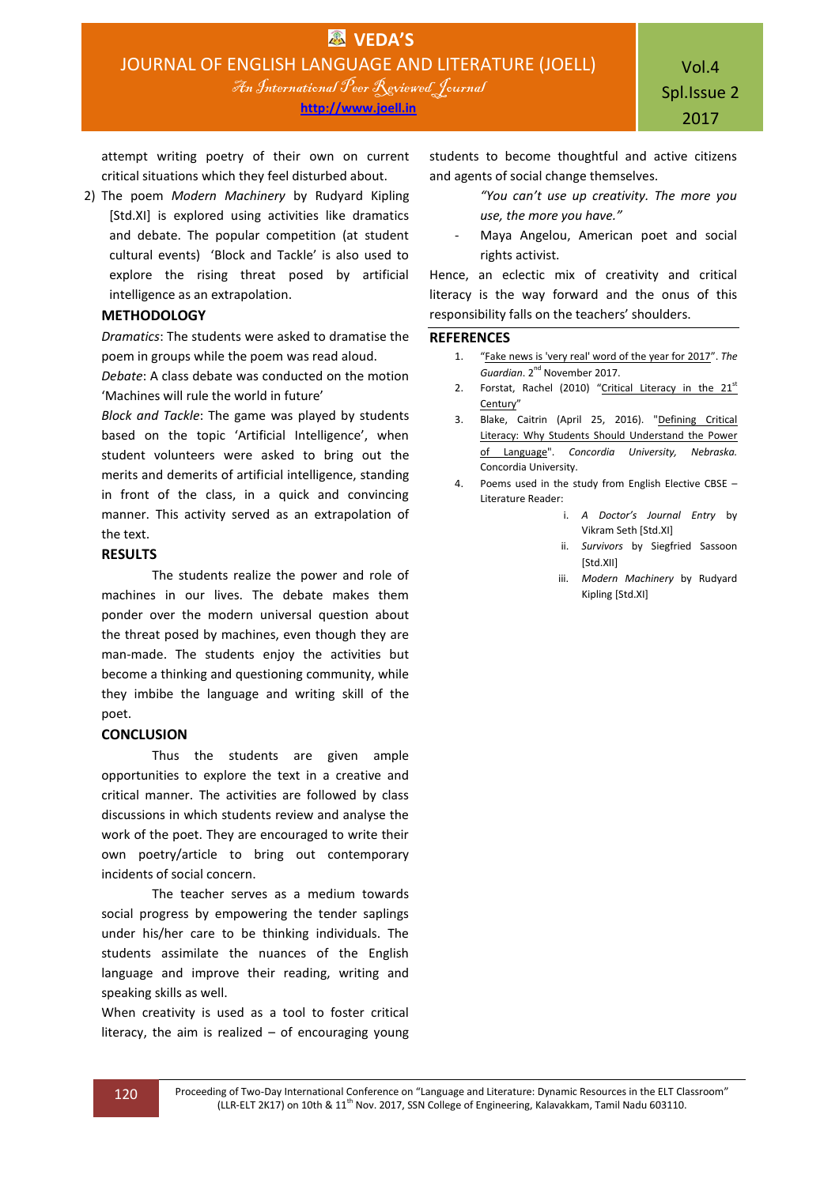attempt writing poetry of their own on current critical situations which they feel disturbed about.

2) The poem *Modern Machinery* by Rudyard Kipling [Std.XI] is explored using activities like dramatics and debate. The popular competition (at student cultural events) 'Block and Tackle' is also used to explore the rising threat posed by artificial intelligence as an extrapolation.

## METHODOLOGY

*Dramatics*: The students were asked to dramatise the poem in groups while the poem was read aloud.

*Debate*: A class debate was conducted on the motion 'Machines will rule the world in future'

*Block and Tackle*: The game was played by students based on the topic 'Artificial Intelligence', when student volunteers were asked to bring out the merits and demerits of artificial intelligence, standing in front of the class, in a quick and convincing manner. This activity served as an extrapolation of the text.

## RESULTS

The students realize the power and role of machines in our lives. The debate makes them ponder over the modern universal question about the threat posed by machines, even though they are man-made. The students enjoy the activities but become a thinking and questioning community, while they imbibe the language and writing skill of the poet.

## CONCLUSION

Thus the students are given ample opportunities to explore the text in a creative and critical manner. The activities are followed by class discussions in which students review and analyse the work of the poet. They are encouraged to write their own poetry/article to bring out contemporary incidents of social concern.

The teacher serves as a medium towards social progress by empowering the tender saplings under his/her care to be thinking individuals. The students assimilate the nuances of the English language and improve their reading, writing and speaking skills as well.

When creativity is used as a tool to foster critical literacy, the aim is realized – of encouraging young students to become thoughtful and active citizens and agents of social change themselves.

> *"You can't use up creativity. The more you use, the more you have."*
>
> - Maya Angelou, American poet and social rights activist.

Hence, an eclectic mix of creativity and critical literacy is the way forward and the onus of this responsibility falls on the teachers' shoulders.

## REFERENCES

1. "Fake news is 'very real' word of the year for 2017". *The Guardian*. 2nd November 2017.
2. Forstat, Rachel (2010) "Critical Literacy in the 21st Century"
3. Blake, Caitrin (April 25, 2016). "Defining Critical Literacy: Why Students Should Understand the Power of Language". *Concordia University, Nebraska.* Concordia University.
4. Poems used in the study from English Elective CBSE – Literature Reader:
   i. *A Doctor's Journal Entry* by Vikram Seth [Std.XI]
   ii. *Survivors* by Siegfried Sassoon [Std.XII]
   iii. *Modern Machinery* by Rudyard Kipling [Std.XI]